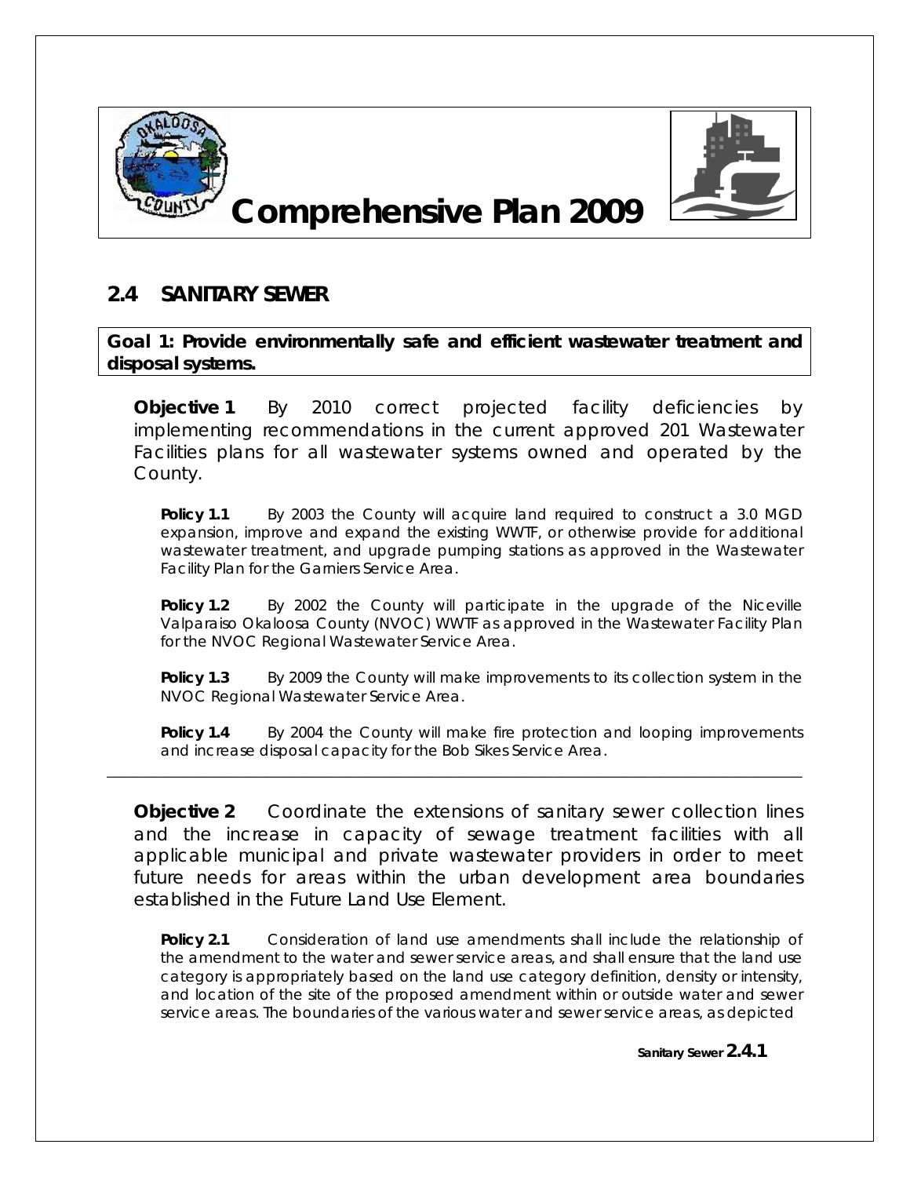# Comprehensive Plan 2009

## 2.4 SANITARY SEWER

**Goal 1: Provide environmentally safe and efficient wastewater treatment and disposal systems.**

**Objective 1** By 2010 correct projected facility deficiencies by implementing recommendations in the current approved 201 Wastewater Facilities plans for all wastewater systems owned and operated by the County.

**Policy 1.1** By 2003 the County will acquire land required to construct a 3.0 MGD expansion, improve and expand the existing WWTF, or otherwise provide for additional wastewater treatment, and upgrade pumping stations as approved in the Wastewater Facility Plan for the Garniers Service Area.

**Policy 1.2** By 2002 the County will participate in the upgrade of the Niceville Valparaiso Okaloosa County (NVOC) WWTF as approved in the Wastewater Facility Plan for the NVOC Regional Wastewater Service Area.

**Policy 1.3** By 2009 the County will make improvements to its collection system in the NVOC Regional Wastewater Service Area.

**Policy 1.4** By 2004 the County will make fire protection and looping improvements and increase disposal capacity for the Bob Sikes Service Area.

---

**Objective 2** Coordinate the extensions of sanitary sewer collection lines and the increase in capacity of sewage treatment facilities with all applicable municipal and private wastewater providers in order to meet future needs for areas within the urban development area boundaries established in the Future Land Use Element.

**Policy 2.1** Consideration of land use amendments shall include the relationship of the amendment to the water and sewer service areas, and shall ensure that the land use category is appropriately based on the land use category definition, density or intensity, and location of the site of the proposed amendment within or outside water and sewer service areas. The boundaries of the various water and sewer service areas, as depicted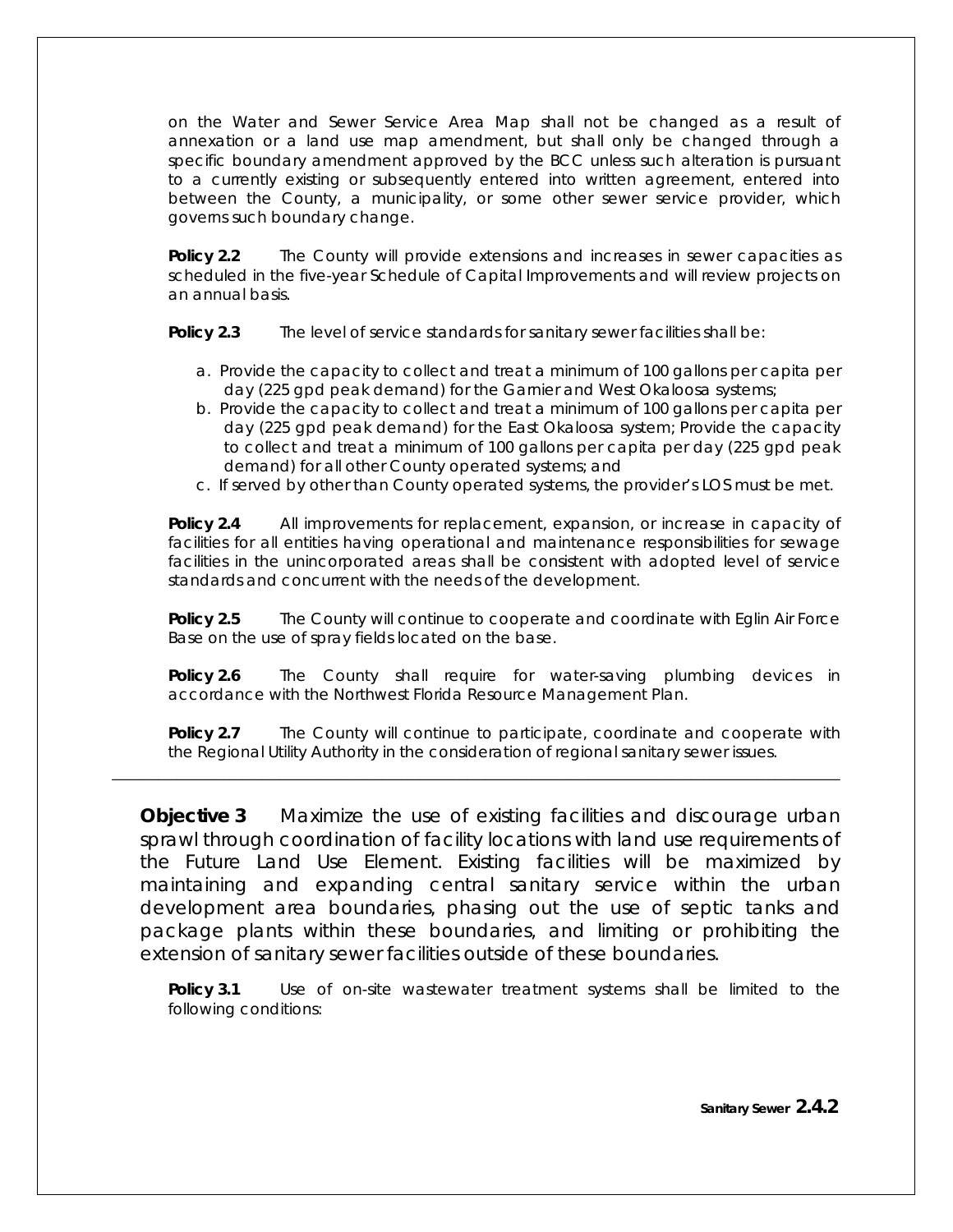on the Water and Sewer Service Area Map shall not be changed as a result of annexation or a land use map amendment, but shall only be changed through a specific boundary amendment approved by the BCC unless such alteration is pursuant to a currently existing or subsequently entered into written agreement, entered into between the County, a municipality, or some other sewer service provider, which governs such boundary change.

**Policy 2.2** The County will provide extensions and increases in sewer capacities as scheduled in the five-year Schedule of Capital Improvements and will review projects on an annual basis.

**Policy 2.3** The level of service standards for sanitary sewer facilities shall be:

a. Provide the capacity to collect and treat a minimum of 100 gallons per capita per day (225 gpd peak demand) for the Garnier and West Okaloosa systems;
b. Provide the capacity to collect and treat a minimum of 100 gallons per capita per day (225 gpd peak demand) for the East Okaloosa system; Provide the capacity to collect and treat a minimum of 100 gallons per capita per day (225 gpd peak demand) for all other County operated systems; and
c. If served by other than County operated systems, the provider's LOS must be met.

**Policy 2.4** All improvements for replacement, expansion, or increase in capacity of facilities for all entities having operational and maintenance responsibilities for sewage facilities in the unincorporated areas shall be consistent with adopted level of service standards and concurrent with the needs of the development.

**Policy 2.5** The County will continue to cooperate and coordinate with Eglin Air Force Base on the use of spray fields located on the base.

**Policy 2.6** The County shall require for water-saving plumbing devices in accordance with the Northwest Florida Resource Management Plan.

**Policy 2.7** The County will continue to participate, coordinate and cooperate with the Regional Utility Authority in the consideration of regional sanitary sewer issues.

---

**Objective 3** Maximize the use of existing facilities and discourage urban sprawl through coordination of facility locations with land use requirements of the Future Land Use Element. Existing facilities will be maximized by maintaining and expanding central sanitary service within the urban development area boundaries, phasing out the use of septic tanks and package plants within these boundaries, and limiting or prohibiting the extension of sanitary sewer facilities outside of these boundaries.

**Policy 3.1** Use of on-site wastewater treatment systems shall be limited to the following conditions: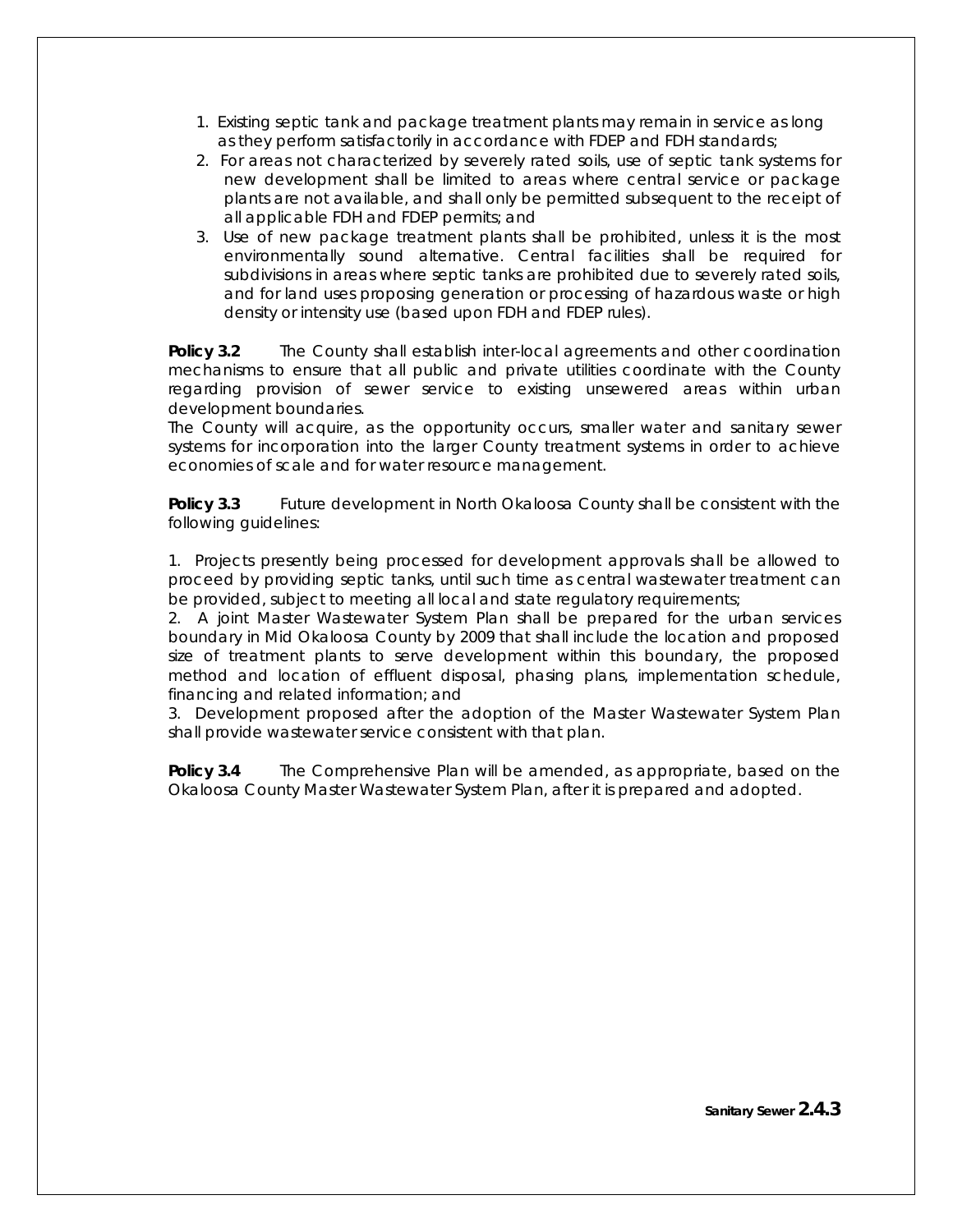1. Existing septic tank and package treatment plants may remain in service as long as they perform satisfactorily in accordance with FDEP and FDH standards;
2. For areas not characterized by severely rated soils, use of septic tank systems for new development shall be limited to areas where central service or package plants are not available, and shall only be permitted subsequent to the receipt of all applicable FDH and FDEP permits; and
3. Use of new package treatment plants shall be prohibited, unless it is the most environmentally sound alternative. Central facilities shall be required for subdivisions in areas where septic tanks are prohibited due to severely rated soils, and for land uses proposing generation or processing of hazardous waste or high density or intensity use (based upon FDH and FDEP rules).

**Policy 3.2** The County shall establish inter-local agreements and other coordination mechanisms to ensure that all public and private utilities coordinate with the County regarding provision of sewer service to existing unsewered areas within urban development boundaries.
The County will acquire, as the opportunity occurs, smaller water and sanitary sewer systems for incorporation into the larger County treatment systems in order to achieve economies of scale and for water resource management.

**Policy 3.3** Future development in North Okaloosa County shall be consistent with the following guidelines:

1. Projects presently being processed for development approvals shall be allowed to proceed by providing septic tanks, until such time as central wastewater treatment can be provided, subject to meeting all local and state regulatory requirements;
2. A joint Master Wastewater System Plan shall be prepared for the urban services boundary in Mid Okaloosa County by 2009 that shall include the location and proposed size of treatment plants to serve development within this boundary, the proposed method and location of effluent disposal, phasing plans, implementation schedule, financing and related information; and
3. Development proposed after the adoption of the Master Wastewater System Plan shall provide wastewater service consistent with that plan.

**Policy 3.4** The Comprehensive Plan will be amended, as appropriate, based on the Okaloosa County Master Wastewater System Plan, after it is prepared and adopted.